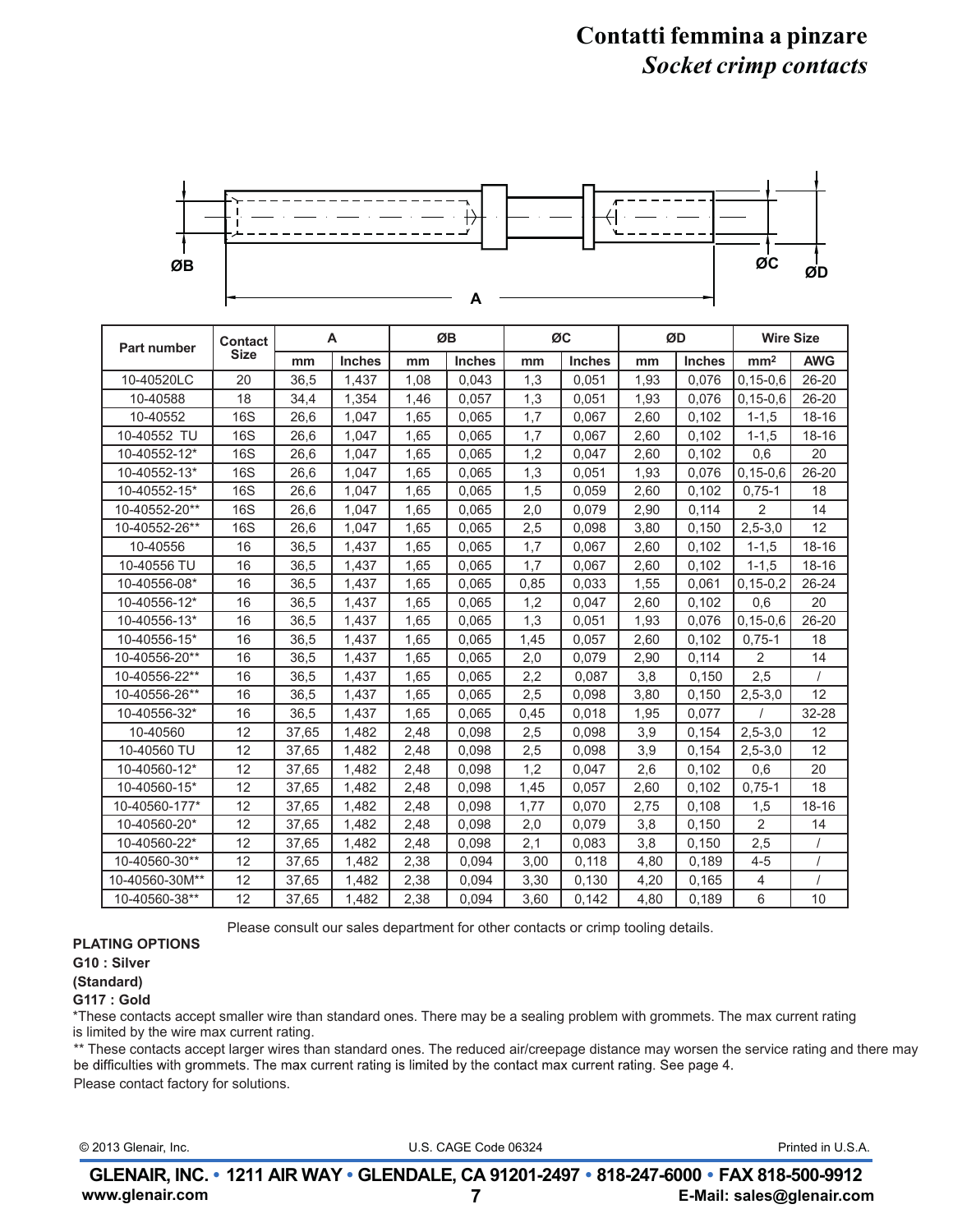# Contatti femmina a pinzare

## *Socket crimp contacts*

ØB ØC ØD A

| Part number | Contact Size | A | | ØB | | ØC | | ØD | | Wire Size | |
|---|---|---|---|---|---|---|---|---|---|---|---|
| | | mm | Inches | mm | Inches | mm | Inches | mm | Inches | mm² | AWG |
| 10-40520LC | 20 | 36,5 | 1,437 | 1,08 | 0,043 | 1,3 | 0,051 | 1,93 | 0,076 | 0,15-0,6 | 26-20 |
| 10-40588 | 18 | 34,4 | 1,354 | 1,46 | 0,057 | 1,3 | 0,051 | 1,93 | 0,076 | 0,15-0,6 | 26-20 |
| 10-40552 | 16S | 26,6 | 1,047 | 1,65 | 0,065 | 1,7 | 0,067 | 2,60 | 0,102 | 1-1,5 | 18-16 |
| 10-40552 TU | 16S | 26,6 | 1,047 | 1,65 | 0,065 | 1,7 | 0,067 | 2,60 | 0,102 | 1-1,5 | 18-16 |
| 10-40552-12* | 16S | 26,6 | 1,047 | 1,65 | 0,065 | 1,2 | 0,047 | 2,60 | 0,102 | 0,6 | 20 |
| 10-40552-13* | 16S | 26,6 | 1,047 | 1,65 | 0,065 | 1,3 | 0,051 | 1,93 | 0,076 | 0,15-0,6 | 26-20 |
| 10-40552-15* | 16S | 26,6 | 1,047 | 1,65 | 0,065 | 1,5 | 0,059 | 2,60 | 0,102 | 0,75-1 | 18 |
| 10-40552-20** | 16S | 26,6 | 1,047 | 1,65 | 0,065 | 2,0 | 0,079 | 2,90 | 0,114 | 2 | 14 |
| 10-40552-26** | 16S | 26,6 | 1,047 | 1,65 | 0,065 | 2,5 | 0,098 | 3,80 | 0,150 | 2,5-3,0 | 12 |
| 10-40556 | 16 | 36,5 | 1,437 | 1,65 | 0,065 | 1,7 | 0,067 | 2,60 | 0,102 | 1-1,5 | 18-16 |
| 10-40556 TU | 16 | 36,5 | 1,437 | 1,65 | 0,065 | 1,7 | 0,067 | 2,60 | 0,102 | 1-1,5 | 18-16 |
| 10-40556-08* | 16 | 36,5 | 1,437 | 1,65 | 0,065 | 0,85 | 0,033 | 1,55 | 0,061 | 0,15-0,2 | 26-24 |
| 10-40556-12* | 16 | 36,5 | 1,437 | 1,65 | 0,065 | 1,2 | 0,047 | 2,60 | 0,102 | 0,6 | 20 |
| 10-40556-13* | 16 | 36,5 | 1,437 | 1,65 | 0,065 | 1,3 | 0,051 | 1,93 | 0,076 | 0,15-0,6 | 26-20 |
| 10-40556-15* | 16 | 36,5 | 1,437 | 1,65 | 0,065 | 1,45 | 0,057 | 2,60 | 0,102 | 0,75-1 | 18 |
| 10-40556-20** | 16 | 36,5 | 1,437 | 1,65 | 0,065 | 2,0 | 0,079 | 2,90 | 0,114 | 2 | 14 |
| 10-40556-22** | 16 | 36,5 | 1,437 | 1,65 | 0,065 | 2,2 | 0,087 | 3,8 | 0,150 | 2,5 | / |
| 10-40556-26** | 16 | 36,5 | 1,437 | 1,65 | 0,065 | 2,5 | 0,098 | 3,80 | 0,150 | 2,5-3,0 | 12 |
| 10-40556-32* | 16 | 36,5 | 1,437 | 1,65 | 0,065 | 0,45 | 0,018 | 1,95 | 0,077 | / | 32-28 |
| 10-40560 | 12 | 37,65 | 1,482 | 2,48 | 0,098 | 2,5 | 0,098 | 3,9 | 0,154 | 2,5-3,0 | 12 |
| 10-40560 TU | 12 | 37,65 | 1,482 | 2,48 | 0,098 | 2,5 | 0,098 | 3,9 | 0,154 | 2,5-3,0 | 12 |
| 10-40560-12* | 12 | 37,65 | 1,482 | 2,48 | 0,098 | 1,2 | 0,047 | 2,6 | 0,102 | 0,6 | 20 |
| 10-40560-15* | 12 | 37,65 | 1,482 | 2,48 | 0,098 | 1,45 | 0,057 | 2,60 | 0,102 | 0,75-1 | 18 |
| 10-40560-177* | 12 | 37,65 | 1,482 | 2,48 | 0,098 | 1,77 | 0,070 | 2,75 | 0,108 | 1,5 | 18-16 |
| 10-40560-20* | 12 | 37,65 | 1,482 | 2,48 | 0,098 | 2,0 | 0,079 | 3,8 | 0,150 | 2 | 14 |
| 10-40560-22* | 12 | 37,65 | 1,482 | 2,48 | 0,098 | 2,1 | 0,083 | 3,8 | 0,150 | 2,5 | / |
| 10-40560-30** | 12 | 37,65 | 1,482 | 2,38 | 0,094 | 3,00 | 0,118 | 4,80 | 0,189 | 4-5 | / |
| 10-40560-30M** | 12 | 37,65 | 1,482 | 2,38 | 0,094 | 3,30 | 0,130 | 4,20 | 0,165 | 4 | / |
| 10-40560-38** | 12 | 37,65 | 1,482 | 2,38 | 0,094 | 3,60 | 0,142 | 4,80 | 0,189 | 6 | 10 |

Please consult our sales department for other contacts or crimp tooling details.

**PLATING OPTIONS**
**G10 : Silver**
**(Standard)**
**G117 : Gold**

*These contacts accept smaller wire than standard ones. There may be a sealing problem with grommets. The max current rating is limited by the wire max current rating.

** These contacts accept larger wires than standard ones. The reduced air/creepage distance may worsen the service rating and there may be difficulties with grommets. The max current rating is limited by the contact max current rating. See page 4.

Please contact factory for solutions.

© 2013 Glenair, Inc. U.S. CAGE Code 06324 Printed in U.S.A.

**GLENAIR, INC. • 1211 AIR WAY • GLENDALE, CA 91201-2497 • 818-247-6000 • FAX 818-500-9912**
**www.glenair.com** **E-Mail: sales@glenair.com**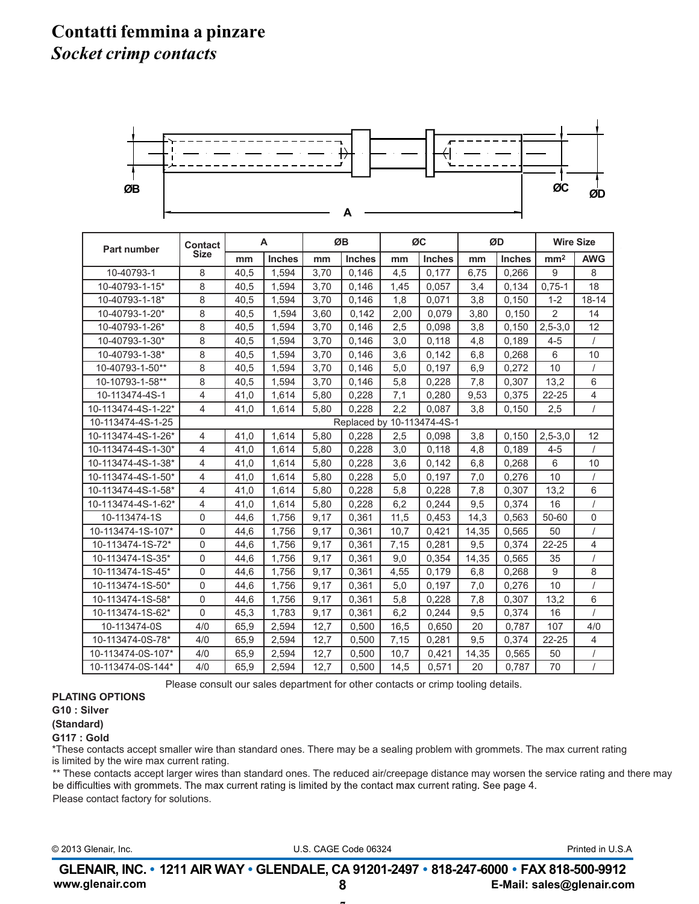# Contatti femmina a pinzare

*Socket crimp contacts*

ØB

ØC

ØD

A

| Part number | Contact Size | A | | ØB | | ØC | | ØD | | Wire Size | |
|---|---|---|---|---|---|---|---|---|---|---|---|
| | | mm | Inches | mm | Inches | mm | Inches | mm | Inches | mm² | AWG |
| 10-40793-1 | 8 | 40,5 | 1,594 | 3,70 | 0,146 | 4,5 | 0,177 | 6,75 | 0,266 | 9 | 8 |
| 10-40793-1-15* | 8 | 40,5 | 1,594 | 3,70 | 0,146 | 1,45 | 0,057 | 3,4 | 0,134 | 0,75-1 | 18 |
| 10-40793-1-18* | 8 | 40,5 | 1,594 | 3,70 | 0,146 | 1,8 | 0,071 | 3,8 | 0,150 | 1-2 | 18-14 |
| 10-40793-1-20* | 8 | 40,5 | 1,594 | 3,60 | 0,142 | 2,00 | 0,079 | 3,80 | 0,150 | 2 | 14 |
| 10-40793-1-26* | 8 | 40,5 | 1,594 | 3,70 | 0,146 | 2,5 | 0,098 | 3,8 | 0,150 | 2,5-3,0 | 12 |
| 10-40793-1-30* | 8 | 40,5 | 1,594 | 3,70 | 0,146 | 3,0 | 0,118 | 4,8 | 0,189 | 4-5 | / |
| 10-40793-1-38* | 8 | 40,5 | 1,594 | 3,70 | 0,146 | 3,6 | 0,142 | 6,8 | 0,268 | 6 | 10 |
| 10-40793-1-50** | 8 | 40,5 | 1,594 | 3,70 | 0,146 | 5,0 | 0,197 | 6,9 | 0,272 | 10 | / |
| 10-10793-1-58** | 8 | 40,5 | 1,594 | 3,70 | 0,146 | 5,8 | 0,228 | 7,8 | 0,307 | 13,2 | 6 |
| 10-113474-4S-1 | 4 | 41,0 | 1,614 | 5,80 | 0,228 | 7,1 | 0,280 | 9,53 | 0,375 | 22-25 | 4 |
| 10-113474-4S-1-22* | 4 | 41,0 | 1,614 | 5,80 | 0,228 | 2,2 | 0,087 | 3,8 | 0,150 | 2,5 | / |
| 10-113474-4S-1-25 | Replaced by 10-113474-4S-1 | | | | | | | | | | |
| 10-113474-4S-1-26* | 4 | 41,0 | 1,614 | 5,80 | 0,228 | 2,5 | 0,098 | 3,8 | 0,150 | 2,5-3,0 | 12 |
| 10-113474-4S-1-30* | 4 | 41,0 | 1,614 | 5,80 | 0,228 | 3,0 | 0,118 | 4,8 | 0,189 | 4-5 | / |
| 10-113474-4S-1-38* | 4 | 41,0 | 1,614 | 5,80 | 0,228 | 3,6 | 0,142 | 6,8 | 0,268 | 6 | 10 |
| 10-113474-4S-1-50* | 4 | 41,0 | 1,614 | 5,80 | 0,228 | 5,0 | 0,197 | 7,0 | 0,276 | 10 | / |
| 10-113474-4S-1-58* | 4 | 41,0 | 1,614 | 5,80 | 0,228 | 5,8 | 0,228 | 7,8 | 0,307 | 13,2 | 6 |
| 10-113474-4S-1-62* | 4 | 41,0 | 1,614 | 5,80 | 0,228 | 6,2 | 0,244 | 9,5 | 0,374 | 16 | / |
| 10-113474-1S | 0 | 44,6 | 1,756 | 9,17 | 0,361 | 11,5 | 0,453 | 14,3 | 0,563 | 50-60 | 0 |
| 10-113474-1S-107* | 0 | 44,6 | 1,756 | 9,17 | 0,361 | 10,7 | 0,421 | 14,35 | 0,565 | 50 | / |
| 10-113474-1S-72* | 0 | 44,6 | 1,756 | 9,17 | 0,361 | 7,15 | 0,281 | 9,5 | 0,374 | 22-25 | 4 |
| 10-113474-1S-35* | 0 | 44,6 | 1,756 | 9,17 | 0,361 | 9,0 | 0,354 | 14,35 | 0,565 | 35 | / |
| 10-113474-1S-45* | 0 | 44,6 | 1,756 | 9,17 | 0,361 | 4,55 | 0,179 | 6,8 | 0,268 | 9 | 8 |
| 10-113474-1S-50* | 0 | 44,6 | 1,756 | 9,17 | 0,361 | 5,0 | 0,197 | 7,0 | 0,276 | 10 | / |
| 10-113474-1S-58* | 0 | 44,6 | 1,756 | 9,17 | 0,361 | 5,8 | 0,228 | 7,8 | 0,307 | 13,2 | 6 |
| 10-113474-1S-62* | 0 | 45,3 | 1,783 | 9,17 | 0,361 | 6,2 | 0,244 | 9,5 | 0,374 | 16 | / |
| 10-113474-0S | 4/0 | 65,9 | 2,594 | 12,7 | 0,500 | 16,5 | 0,650 | 20 | 0,787 | 107 | 4/0 |
| 10-113474-0S-78* | 4/0 | 65,9 | 2,594 | 12,7 | 0,500 | 7,15 | 0,281 | 9,5 | 0,374 | 22-25 | 4 |
| 10-113474-0S-107* | 4/0 | 65,9 | 2,594 | 12,7 | 0,500 | 10,7 | 0,421 | 14,35 | 0,565 | 50 | / |
| 10-113474-0S-144* | 4/0 | 65,9 | 2,594 | 12,7 | 0,500 | 14,5 | 0,571 | 20 | 0,787 | 70 | / |

Please consult our sales department for other contacts or crimp tooling details.

**PLATING OPTIONS**
**G10 : Silver**
**(Standard)**
**G117 : Gold**

*These contacts accept smaller wire than standard ones. There may be a sealing problem with grommets. The max current rating is limited by the wire max current rating.

** These contacts accept larger wires than standard ones. The reduced air/creepage distance may worsen the service rating and there may be difficulties with grommets. The max current rating is limited by the contact max current rating. See page 4.

Please contact factory for solutions.

© 2013 Glenair, Inc. U.S. CAGE Code 06324 Printed in U.S.A

**GLENAIR, INC. • 1211 AIR WAY • GLENDALE, CA 91201-2497 • 818-247-6000 • FAX 818-500-9912**
www.glenair.com E-Mail: sales@glenair.com